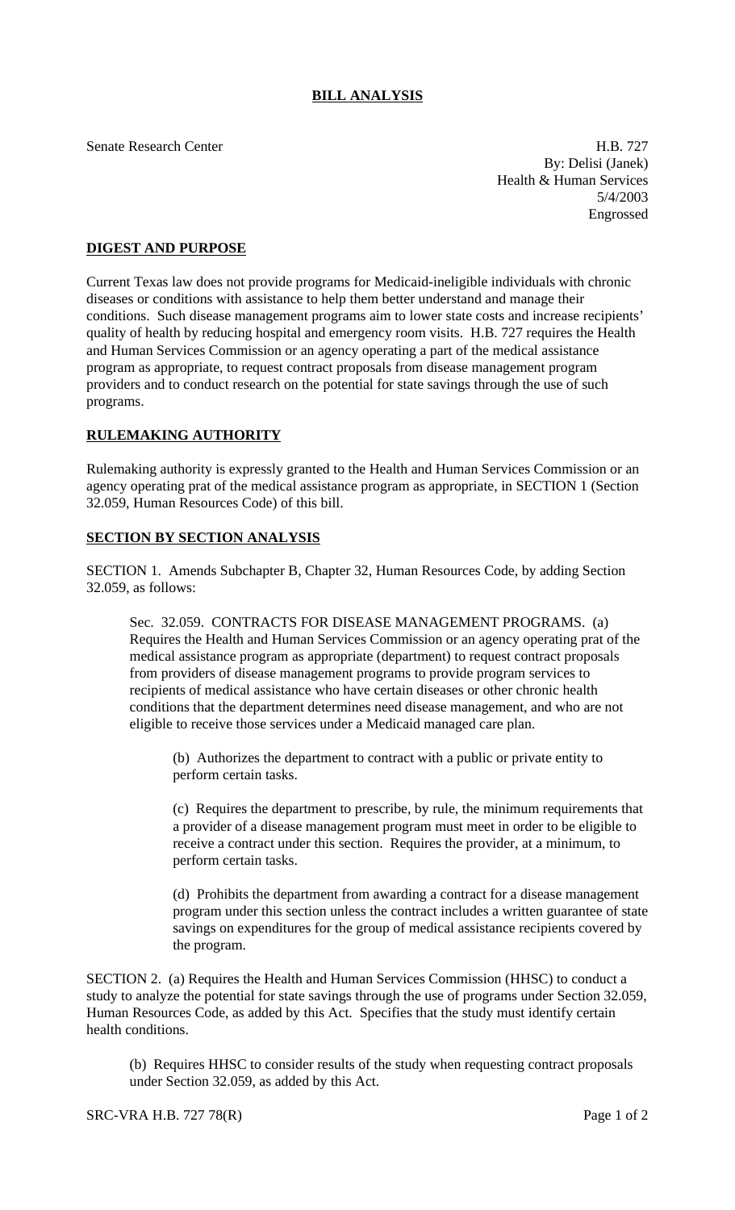# BILL ANALYSIS

Senate Research Center

H.B. 727
By: Delisi (Janek)
Health & Human Services
5/4/2003
Engrossed

## DIGEST AND PURPOSE

Current Texas law does not provide programs for Medicaid-ineligible individuals with chronic diseases or conditions with assistance to help them better understand and manage their conditions. Such disease management programs aim to lower state costs and increase recipients' quality of health by reducing hospital and emergency room visits. H.B. 727 requires the Health and Human Services Commission or an agency operating a part of the medical assistance program as appropriate, to request contract proposals from disease management program providers and to conduct research on the potential for state savings through the use of such programs.

## RULEMAKING AUTHORITY

Rulemaking authority is expressly granted to the Health and Human Services Commission or an agency operating prat of the medical assistance program as appropriate, in SECTION 1 (Section 32.059, Human Resources Code) of this bill.

## SECTION BY SECTION ANALYSIS

SECTION 1. Amends Subchapter B, Chapter 32, Human Resources Code, by adding Section 32.059, as follows:

Sec. 32.059. CONTRACTS FOR DISEASE MANAGEMENT PROGRAMS. (a) Requires the Health and Human Services Commission or an agency operating prat of the medical assistance program as appropriate (department) to request contract proposals from providers of disease management programs to provide program services to recipients of medical assistance who have certain diseases or other chronic health conditions that the department determines need disease management, and who are not eligible to receive those services under a Medicaid managed care plan.

(b) Authorizes the department to contract with a public or private entity to perform certain tasks.

(c) Requires the department to prescribe, by rule, the minimum requirements that a provider of a disease management program must meet in order to be eligible to receive a contract under this section. Requires the provider, at a minimum, to perform certain tasks.

(d) Prohibits the department from awarding a contract for a disease management program under this section unless the contract includes a written guarantee of state savings on expenditures for the group of medical assistance recipients covered by the program.

SECTION 2. (a) Requires the Health and Human Services Commission (HHSC) to conduct a study to analyze the potential for state savings through the use of programs under Section 32.059, Human Resources Code, as added by this Act. Specifies that the study must identify certain health conditions.

(b) Requires HHSC to consider results of the study when requesting contract proposals under Section 32.059, as added by this Act.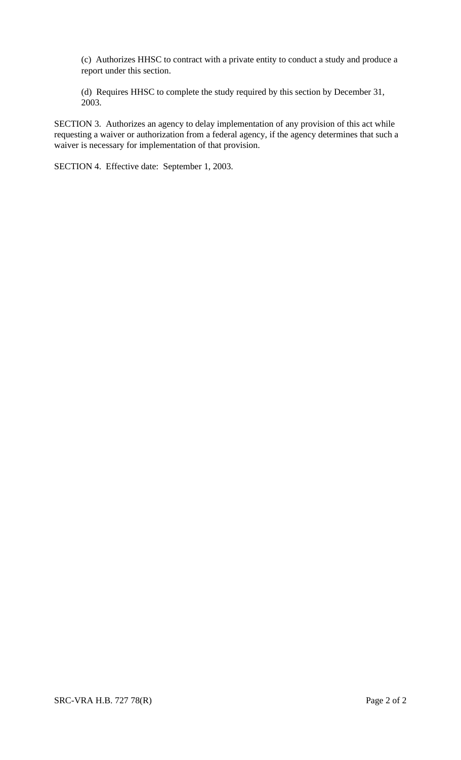(c) Authorizes HHSC to contract with a private entity to conduct a study and produce a report under this section.

(d) Requires HHSC to complete the study required by this section by December 31, 2003.

SECTION 3. Authorizes an agency to delay implementation of any provision of this act while requesting a waiver or authorization from a federal agency, if the agency determines that such a waiver is necessary for implementation of that provision.

SECTION 4. Effective date: September 1, 2003.